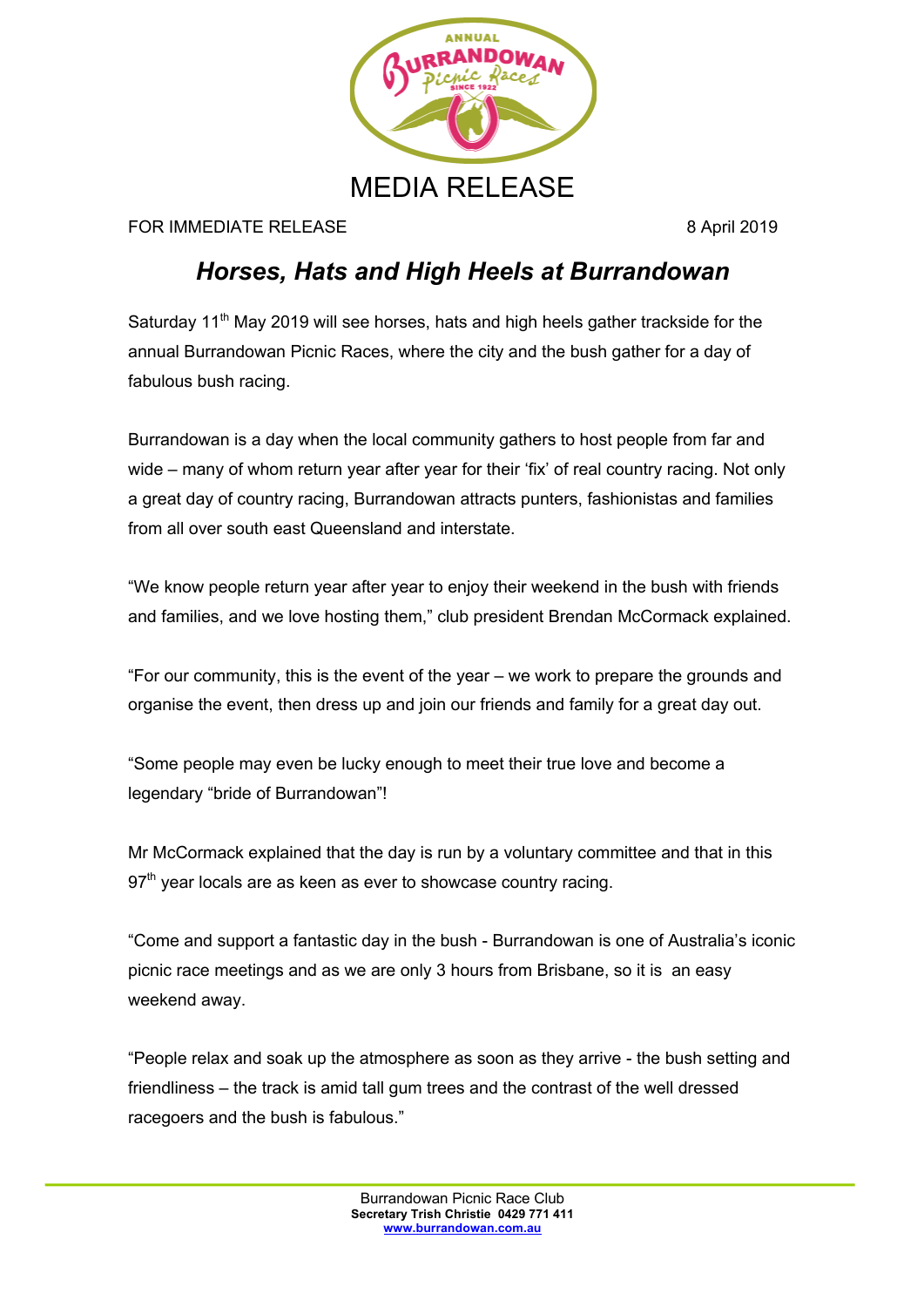# MEDIA RELEASE

FOR IMMEDIATE RELEASE 8 April 2019

## *Horses, Hats and High Heels at Burrandowan*

Saturday 11th May 2019 will see horses, hats and high heels gather trackside for the annual Burrandowan Picnic Races, where the city and the bush gather for a day of fabulous bush racing.

Burrandowan is a day when the local community gathers to host people from far and wide – many of whom return year after year for their 'fix' of real country racing. Not only a great day of country racing, Burrandowan attracts punters, fashionistas and families from all over south east Queensland and interstate.

"We know people return year after year to enjoy their weekend in the bush with friends and families, and we love hosting them," club president Brendan McCormack explained.

"For our community, this is the event of the year – we work to prepare the grounds and organise the event, then dress up and join our friends and family for a great day out.

"Some people may even be lucky enough to meet their true love and become a legendary "bride of Burrandowan"!

Mr McCormack explained that the day is run by a voluntary committee and that in this 97th year locals are as keen as ever to showcase country racing.

"Come and support a fantastic day in the bush - Burrandowan is one of Australia's iconic picnic race meetings and as we are only 3 hours from Brisbane, so it is an easy weekend away.

"People relax and soak up the atmosphere as soon as they arrive - the bush setting and friendliness – the track is amid tall gum trees and the contrast of the well dressed racegoers and the bush is fabulous."

Burrandowan Picnic Race Club
**Secretary Trish Christie 0429 771 411**
**www.burrandowan.com.au**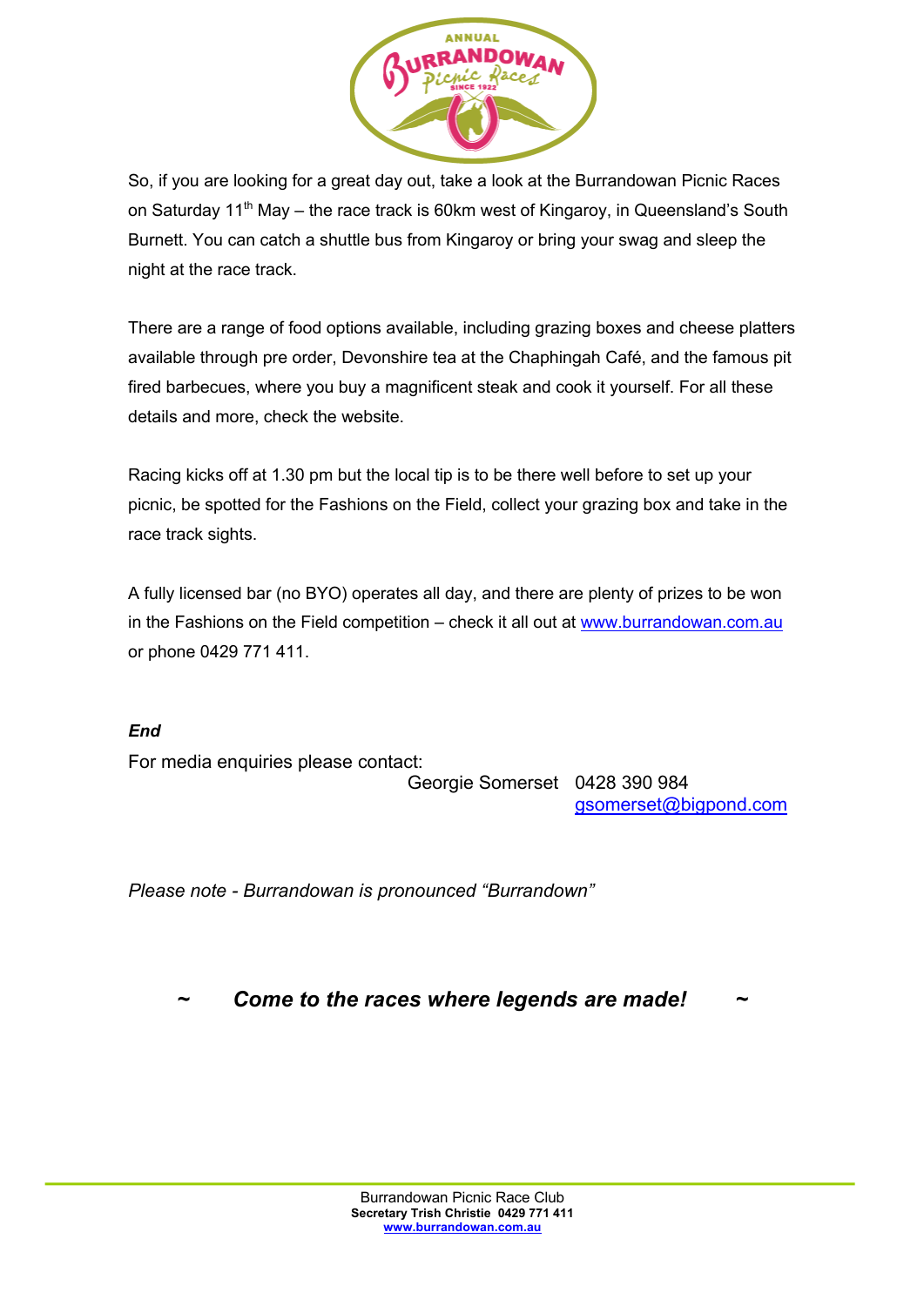So, if you are looking for a great day out, take a look at the Burrandowan Picnic Races on Saturday 11th May – the race track is 60km west of Kingaroy, in Queensland's South Burnett. You can catch a shuttle bus from Kingaroy or bring your swag and sleep the night at the race track.

There are a range of food options available, including grazing boxes and cheese platters available through pre order, Devonshire tea at the Chaphingah Café, and the famous pit fired barbecues, where you buy a magnificent steak and cook it yourself. For all these details and more, check the website.

Racing kicks off at 1.30 pm but the local tip is to be there well before to set up your picnic, be spotted for the Fashions on the Field, collect your grazing box and take in the race track sights.

A fully licensed bar (no BYO) operates all day, and there are plenty of prizes to be won in the Fashions on the Field competition – check it all out at www.burrandowan.com.au or phone 0429 771 411.

***End***

For media enquiries please contact:

Georgie Somerset 0428 390 984
gsomerset@bigpond.com

*Please note - Burrandowan is pronounced "Burrandown"*

***~ Come to the races where legends are made! ~***